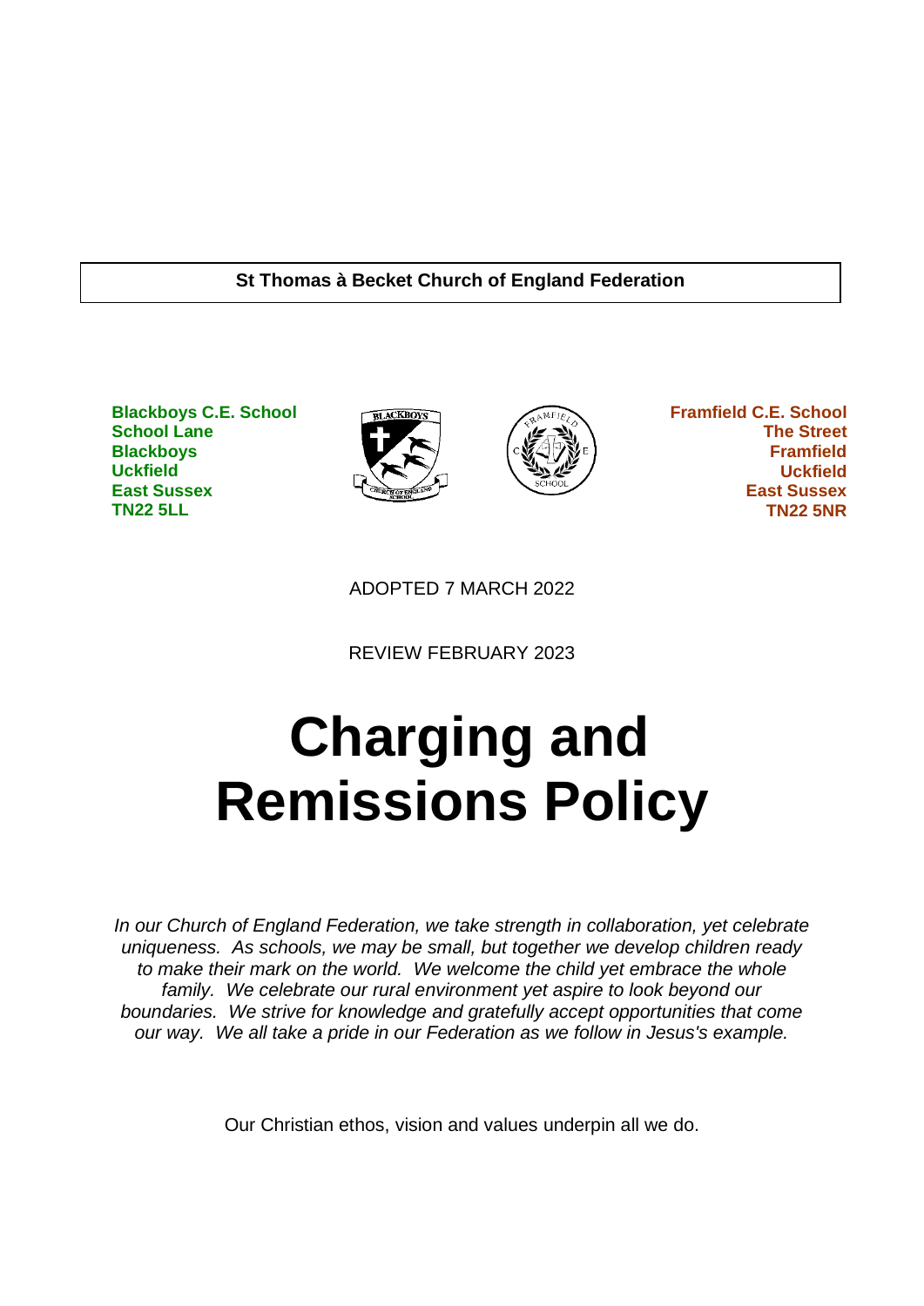**St Thomas à Becket Church of England Federation**

**Blackboys C.E. School**
**School Lane**
**Blackboys**
**Uckfield**
**East Sussex**
**TN22 5LL**

**Framfield C.E. School**
**The Street**
**Framfield**
**Uckfield**
**East Sussex**
**TN22 5NR**

ADOPTED 7 MARCH 2022

REVIEW FEBRUARY 2023

# Charging and Remissions Policy

*In our Church of England Federation, we take strength in collaboration, yet celebrate uniqueness. As schools, we may be small, but together we develop children ready to make their mark on the world. We welcome the child yet embrace the whole family. We celebrate our rural environment yet aspire to look beyond our boundaries. We strive for knowledge and gratefully accept opportunities that come our way. We all take a pride in our Federation as we follow in Jesus's example.*

Our Christian ethos, vision and values underpin all we do.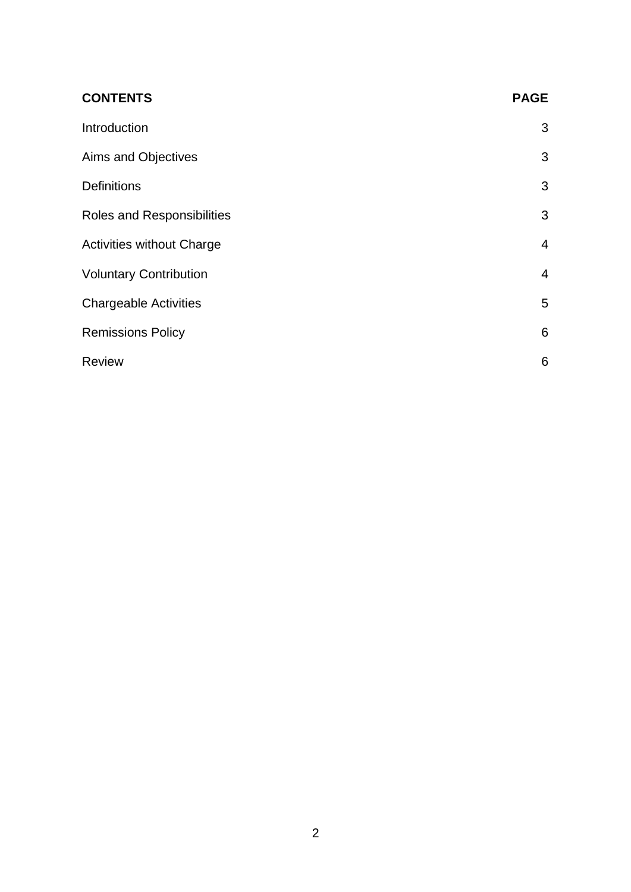| **CONTENTS** | **PAGE** |
|---|---|
| Introduction | 3 |
| Aims and Objectives | 3 |
| Definitions | 3 |
| Roles and Responsibilities | 3 |
| Activities without Charge | 4 |
| Voluntary Contribution | 4 |
| Chargeable Activities | 5 |
| Remissions Policy | 6 |
| Review | 6 |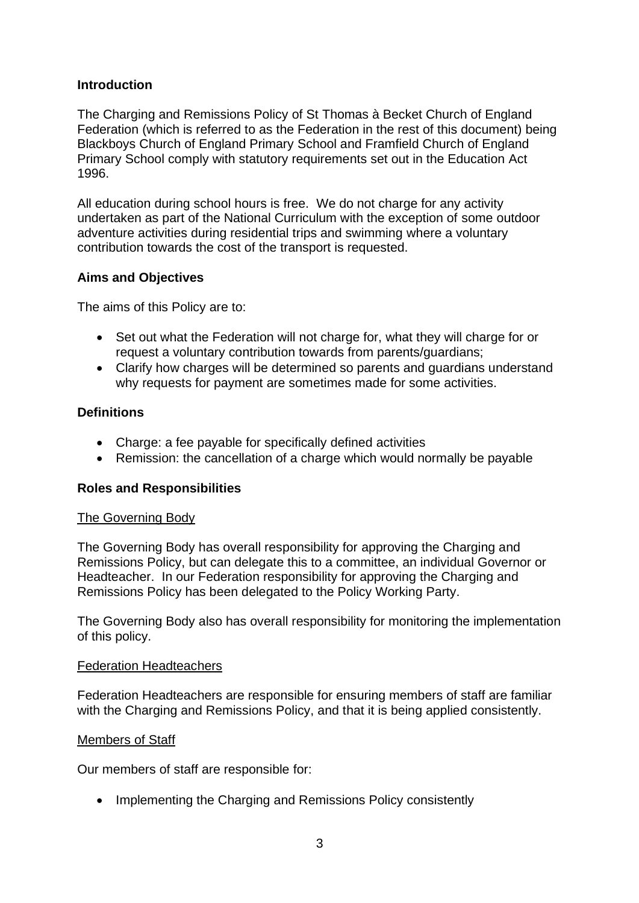## Introduction

The Charging and Remissions Policy of St Thomas à Becket Church of England Federation (which is referred to as the Federation in the rest of this document) being Blackboys Church of England Primary School and Framfield Church of England Primary School comply with statutory requirements set out in the Education Act 1996.

All education during school hours is free. We do not charge for any activity undertaken as part of the National Curriculum with the exception of some outdoor adventure activities during residential trips and swimming where a voluntary contribution towards the cost of the transport is requested.

## Aims and Objectives

The aims of this Policy are to:

- Set out what the Federation will not charge for, what they will charge for or request a voluntary contribution towards from parents/guardians;
- Clarify how charges will be determined so parents and guardians understand why requests for payment are sometimes made for some activities.

## Definitions

- Charge: a fee payable for specifically defined activities
- Remission: the cancellation of a charge which would normally be payable

## Roles and Responsibilities

### The Governing Body

The Governing Body has overall responsibility for approving the Charging and Remissions Policy, but can delegate this to a committee, an individual Governor or Headteacher. In our Federation responsibility for approving the Charging and Remissions Policy has been delegated to the Policy Working Party.

The Governing Body also has overall responsibility for monitoring the implementation of this policy.

### Federation Headteachers

Federation Headteachers are responsible for ensuring members of staff are familiar with the Charging and Remissions Policy, and that it is being applied consistently.

### Members of Staff

Our members of staff are responsible for:

- Implementing the Charging and Remissions Policy consistently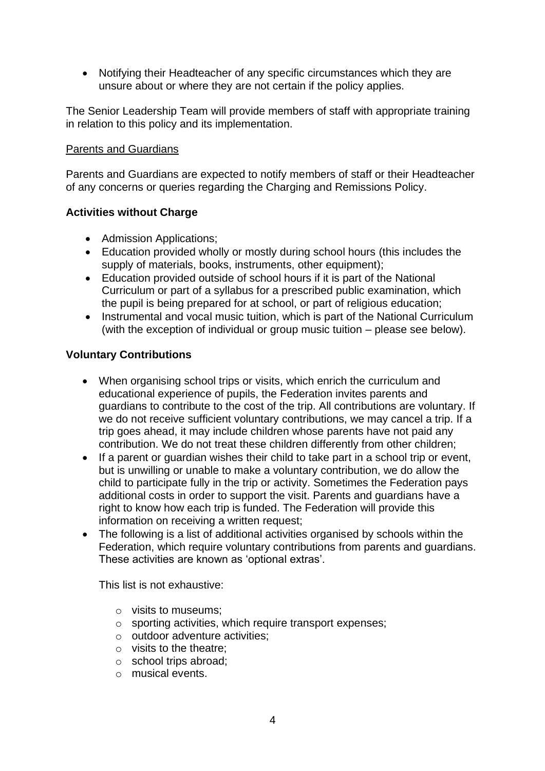- Notifying their Headteacher of any specific circumstances which they are unsure about or where they are not certain if the policy applies.

The Senior Leadership Team will provide members of staff with appropriate training in relation to this policy and its implementation.

Parents and Guardians

Parents and Guardians are expected to notify members of staff or their Headteacher of any concerns or queries regarding the Charging and Remissions Policy.

**Activities without Charge**

- Admission Applications;
- Education provided wholly or mostly during school hours (this includes the supply of materials, books, instruments, other equipment);
- Education provided outside of school hours if it is part of the National Curriculum or part of a syllabus for a prescribed public examination, which the pupil is being prepared for at school, or part of religious education;
- Instrumental and vocal music tuition, which is part of the National Curriculum (with the exception of individual or group music tuition – please see below).

**Voluntary Contributions**

- When organising school trips or visits, which enrich the curriculum and educational experience of pupils, the Federation invites parents and guardians to contribute to the cost of the trip. All contributions are voluntary. If we do not receive sufficient voluntary contributions, we may cancel a trip. If a trip goes ahead, it may include children whose parents have not paid any contribution. We do not treat these children differently from other children;
- If a parent or guardian wishes their child to take part in a school trip or event, but is unwilling or unable to make a voluntary contribution, we do allow the child to participate fully in the trip or activity. Sometimes the Federation pays additional costs in order to support the visit. Parents and guardians have a right to know how each trip is funded. The Federation will provide this information on receiving a written request;
- The following is a list of additional activities organised by schools within the Federation, which require voluntary contributions from parents and guardians. These activities are known as 'optional extras'.

  This list is not exhaustive:

  - visits to museums;
  - sporting activities, which require transport expenses;
  - outdoor adventure activities;
  - visits to the theatre;
  - school trips abroad;
  - musical events.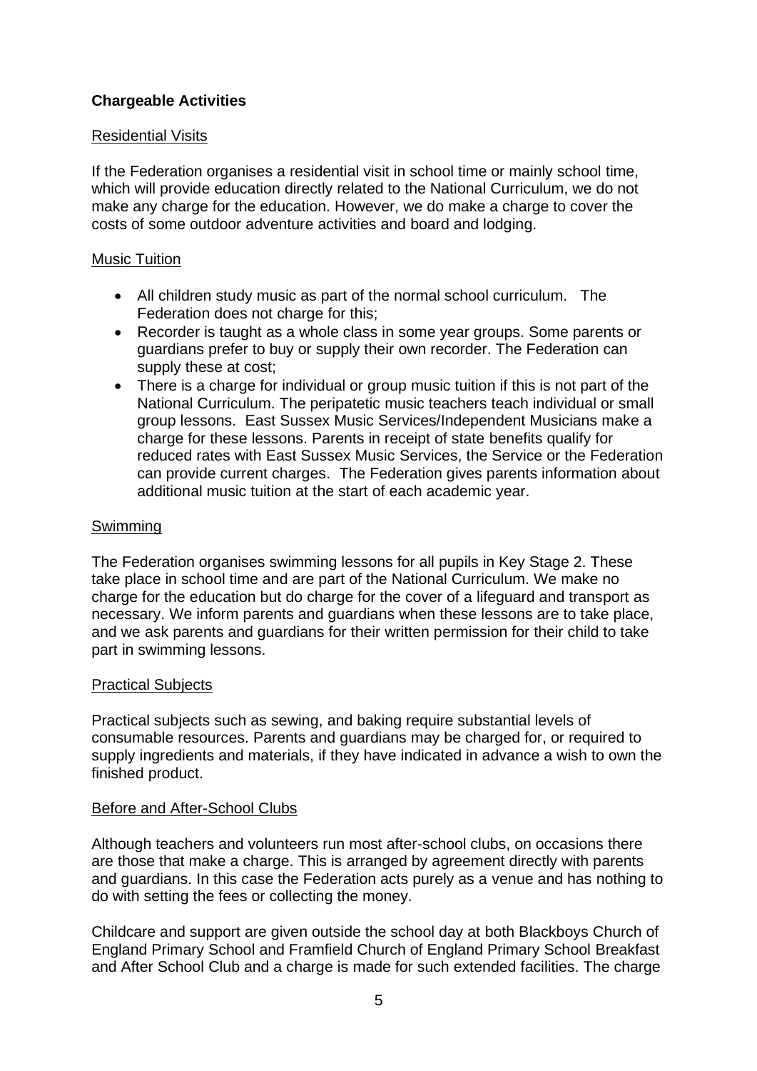**Chargeable Activities**

Residential Visits

If the Federation organises a residential visit in school time or mainly school time, which will provide education directly related to the National Curriculum, we do not make any charge for the education. However, we do make a charge to cover the costs of some outdoor adventure activities and board and lodging.

Music Tuition

- All children study music as part of the normal school curriculum. The Federation does not charge for this;
- Recorder is taught as a whole class in some year groups. Some parents or guardians prefer to buy or supply their own recorder. The Federation can supply these at cost;
- There is a charge for individual or group music tuition if this is not part of the National Curriculum. The peripatetic music teachers teach individual or small group lessons. East Sussex Music Services/Independent Musicians make a charge for these lessons. Parents in receipt of state benefits qualify for reduced rates with East Sussex Music Services, the Service or the Federation can provide current charges. The Federation gives parents information about additional music tuition at the start of each academic year.

Swimming

The Federation organises swimming lessons for all pupils in Key Stage 2. These take place in school time and are part of the National Curriculum. We make no charge for the education but do charge for the cover of a lifeguard and transport as necessary. We inform parents and guardians when these lessons are to take place, and we ask parents and guardians for their written permission for their child to take part in swimming lessons.

Practical Subjects

Practical subjects such as sewing, and baking require substantial levels of consumable resources. Parents and guardians may be charged for, or required to supply ingredients and materials, if they have indicated in advance a wish to own the finished product.

Before and After-School Clubs

Although teachers and volunteers run most after-school clubs, on occasions there are those that make a charge. This is arranged by agreement directly with parents and guardians. In this case the Federation acts purely as a venue and has nothing to do with setting the fees or collecting the money.

Childcare and support are given outside the school day at both Blackboys Church of England Primary School and Framfield Church of England Primary School Breakfast and After School Club and a charge is made for such extended facilities. The charge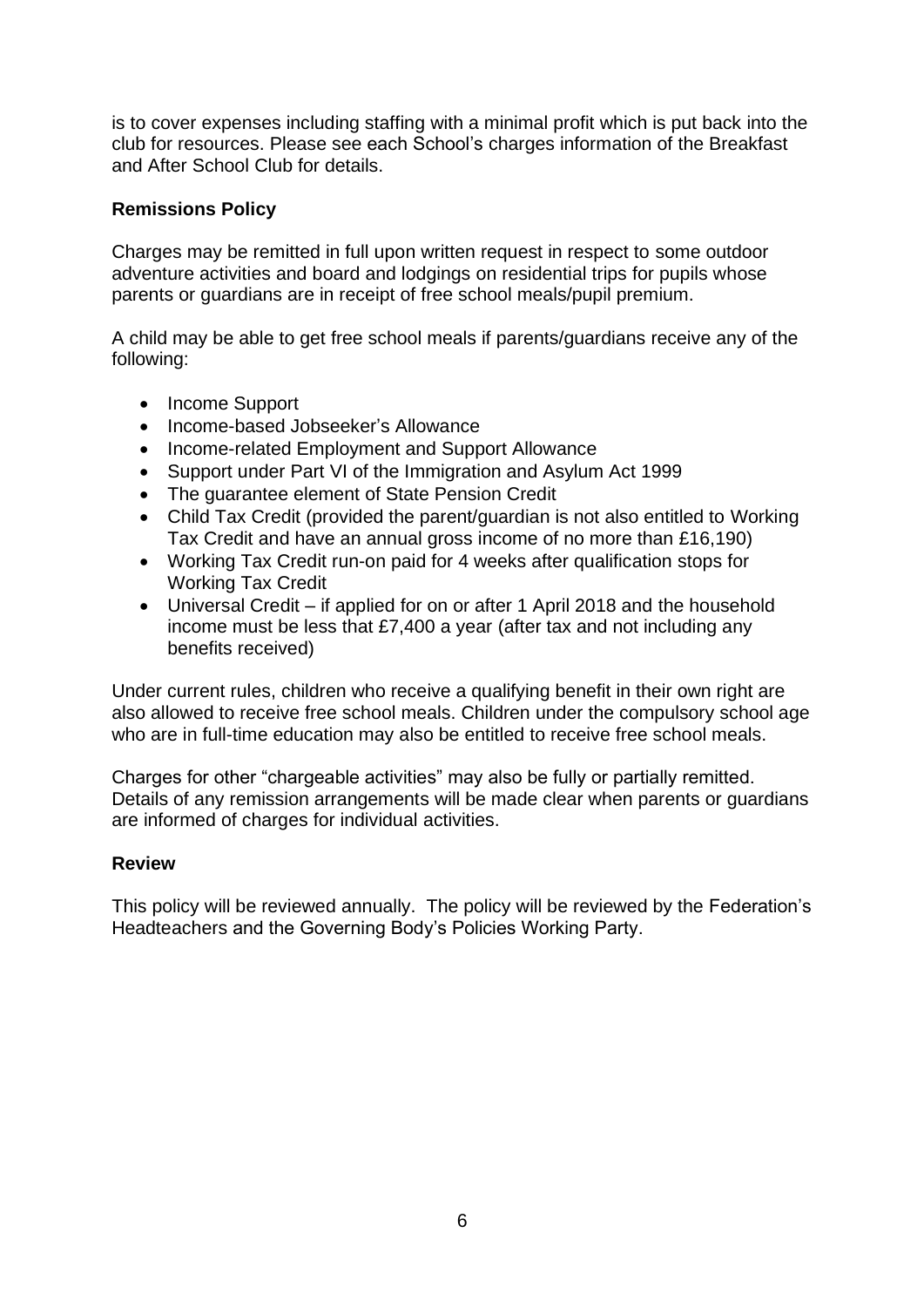is to cover expenses including staffing with a minimal profit which is put back into the club for resources. Please see each School's charges information of the Breakfast and After School Club for details.

## Remissions Policy

Charges may be remitted in full upon written request in respect to some outdoor adventure activities and board and lodgings on residential trips for pupils whose parents or guardians are in receipt of free school meals/pupil premium.

A child may be able to get free school meals if parents/guardians receive any of the following:

- Income Support
- Income-based Jobseeker's Allowance
- Income-related Employment and Support Allowance
- Support under Part VI of the Immigration and Asylum Act 1999
- The guarantee element of State Pension Credit
- Child Tax Credit (provided the parent/guardian is not also entitled to Working Tax Credit and have an annual gross income of no more than £16,190)
- Working Tax Credit run-on paid for 4 weeks after qualification stops for Working Tax Credit
- Universal Credit – if applied for on or after 1 April 2018 and the household income must be less that £7,400 a year (after tax and not including any benefits received)

Under current rules, children who receive a qualifying benefit in their own right are also allowed to receive free school meals. Children under the compulsory school age who are in full-time education may also be entitled to receive free school meals.

Charges for other "chargeable activities" may also be fully or partially remitted. Details of any remission arrangements will be made clear when parents or guardians are informed of charges for individual activities.

## Review

This policy will be reviewed annually. The policy will be reviewed by the Federation's Headteachers and the Governing Body's Policies Working Party.